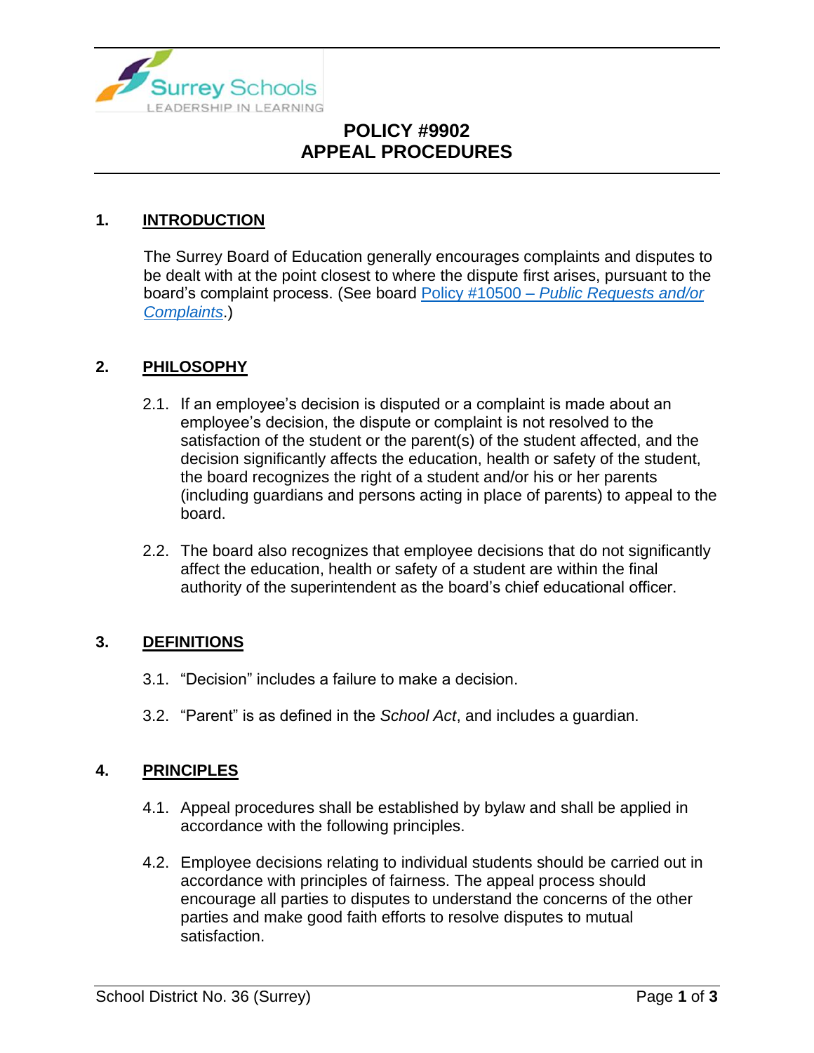# POLICY #9902
# APPEAL PROCEDURES

## 1. INTRODUCTION

The Surrey Board of Education generally encourages complaints and disputes to be dealt with at the point closest to where the dispute first arises, pursuant to the board's complaint process. (See board [Policy #10500 – *Public Requests and/or Complaints*].)

## 2. PHILOSOPHY

2.1. If an employee's decision is disputed or a complaint is made about an employee's decision, the dispute or complaint is not resolved to the satisfaction of the student or the parent(s) of the student affected, and the decision significantly affects the education, health or safety of the student, the board recognizes the right of a student and/or his or her parents (including guardians and persons acting in place of parents) to appeal to the board.

2.2. The board also recognizes that employee decisions that do not significantly affect the education, health or safety of a student are within the final authority of the superintendent as the board's chief educational officer.

## 3. DEFINITIONS

3.1. "Decision" includes a failure to make a decision.

3.2. "Parent" is as defined in the *School Act*, and includes a guardian.

## 4. PRINCIPLES

4.1. Appeal procedures shall be established by bylaw and shall be applied in accordance with the following principles.

4.2. Employee decisions relating to individual students should be carried out in accordance with principles of fairness. The appeal process should encourage all parties to disputes to understand the concerns of the other parties and make good faith efforts to resolve disputes to mutual satisfaction.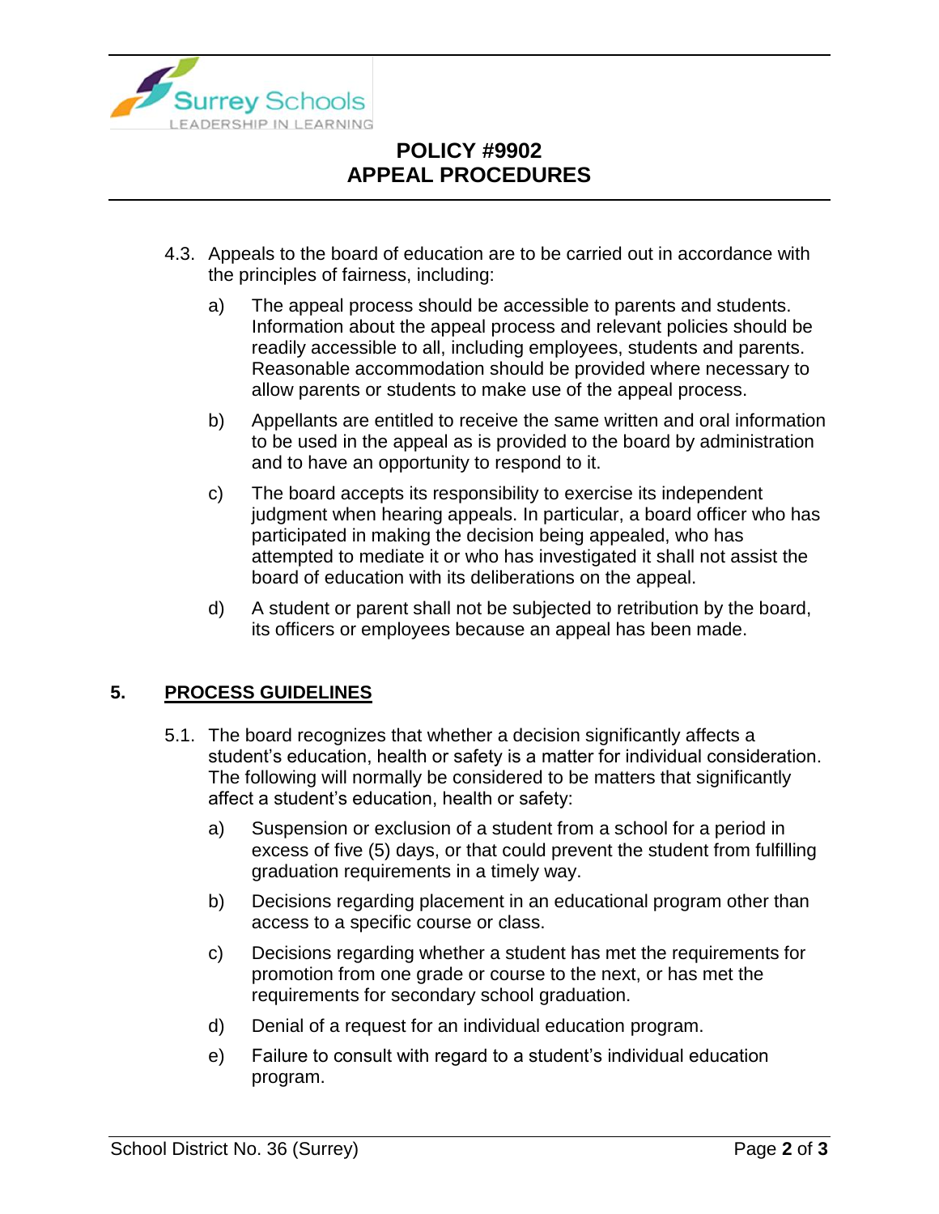4.3. Appeals to the board of education are to be carried out in accordance with the principles of fairness, including:

a) The appeal process should be accessible to parents and students. Information about the appeal process and relevant policies should be readily accessible to all, including employees, students and parents. Reasonable accommodation should be provided where necessary to allow parents or students to make use of the appeal process.

b) Appellants are entitled to receive the same written and oral information to be used in the appeal as is provided to the board by administration and to have an opportunity to respond to it.

c) The board accepts its responsibility to exercise its independent judgment when hearing appeals. In particular, a board officer who has participated in making the decision being appealed, who has attempted to mediate it or who has investigated it shall not assist the board of education with its deliberations on the appeal.

d) A student or parent shall not be subjected to retribution by the board, its officers or employees because an appeal has been made.

## 5. <u>PROCESS GUIDELINES</u>

5.1. The board recognizes that whether a decision significantly affects a student's education, health or safety is a matter for individual consideration. The following will normally be considered to be matters that significantly affect a student's education, health or safety:

a) Suspension or exclusion of a student from a school for a period in excess of five (5) days, or that could prevent the student from fulfilling graduation requirements in a timely way.

b) Decisions regarding placement in an educational program other than access to a specific course or class.

c) Decisions regarding whether a student has met the requirements for promotion from one grade or course to the next, or has met the requirements for secondary school graduation.

d) Denial of a request for an individual education program.

e) Failure to consult with regard to a student's individual education program.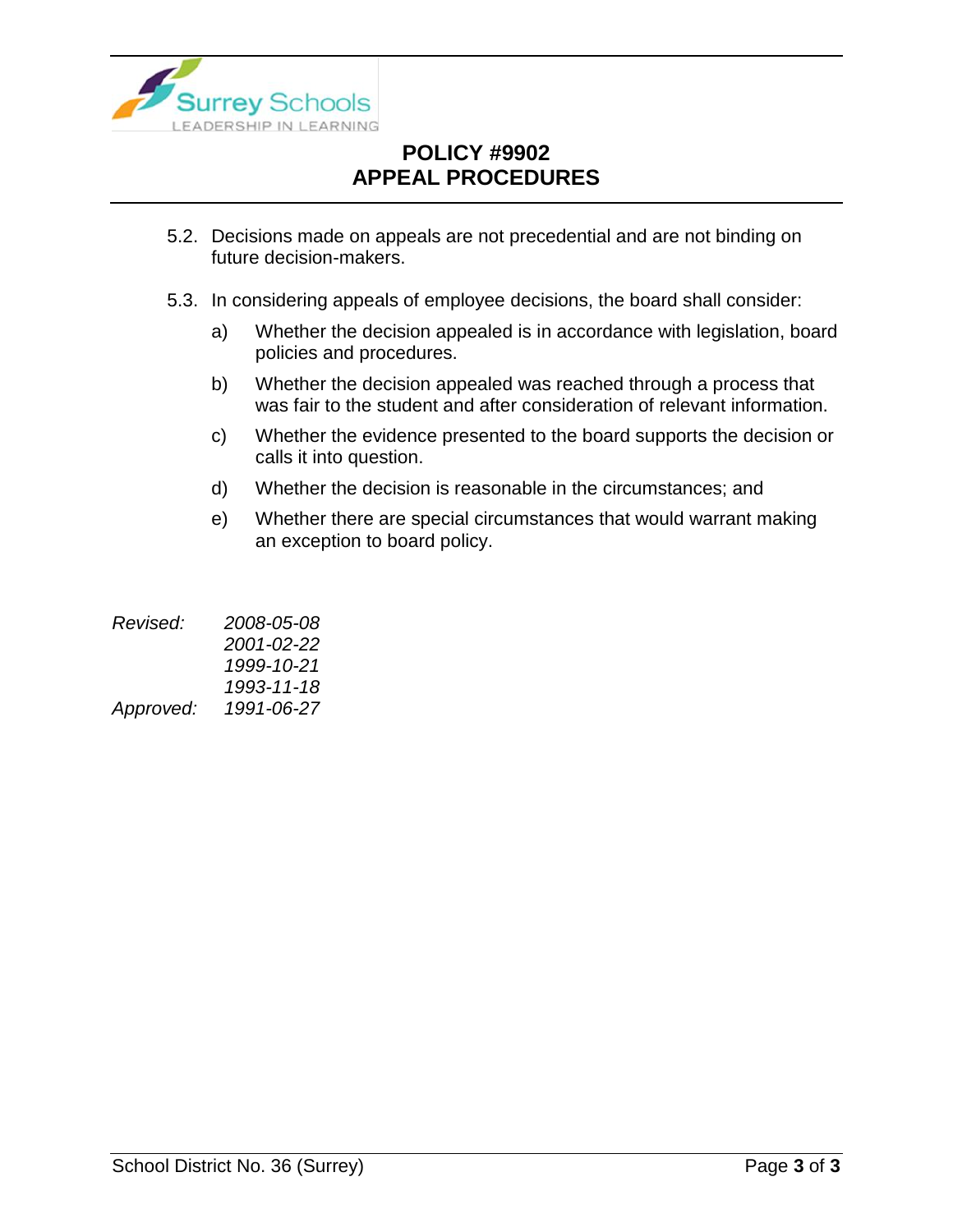5.2. Decisions made on appeals are not precedential and are not binding on future decision-makers.

5.3. In considering appeals of employee decisions, the board shall consider:

a) Whether the decision appealed is in accordance with legislation, board policies and procedures.

b) Whether the decision appealed was reached through a process that was fair to the student and after consideration of relevant information.

c) Whether the evidence presented to the board supports the decision or calls it into question.

d) Whether the decision is reasonable in the circumstances; and

e) Whether there are special circumstances that would warrant making an exception to board policy.

*Revised:* *2008-05-08*
*2001-02-22*
*1999-10-21*
*1993-11-18*
*Approved:* *1991-06-27*